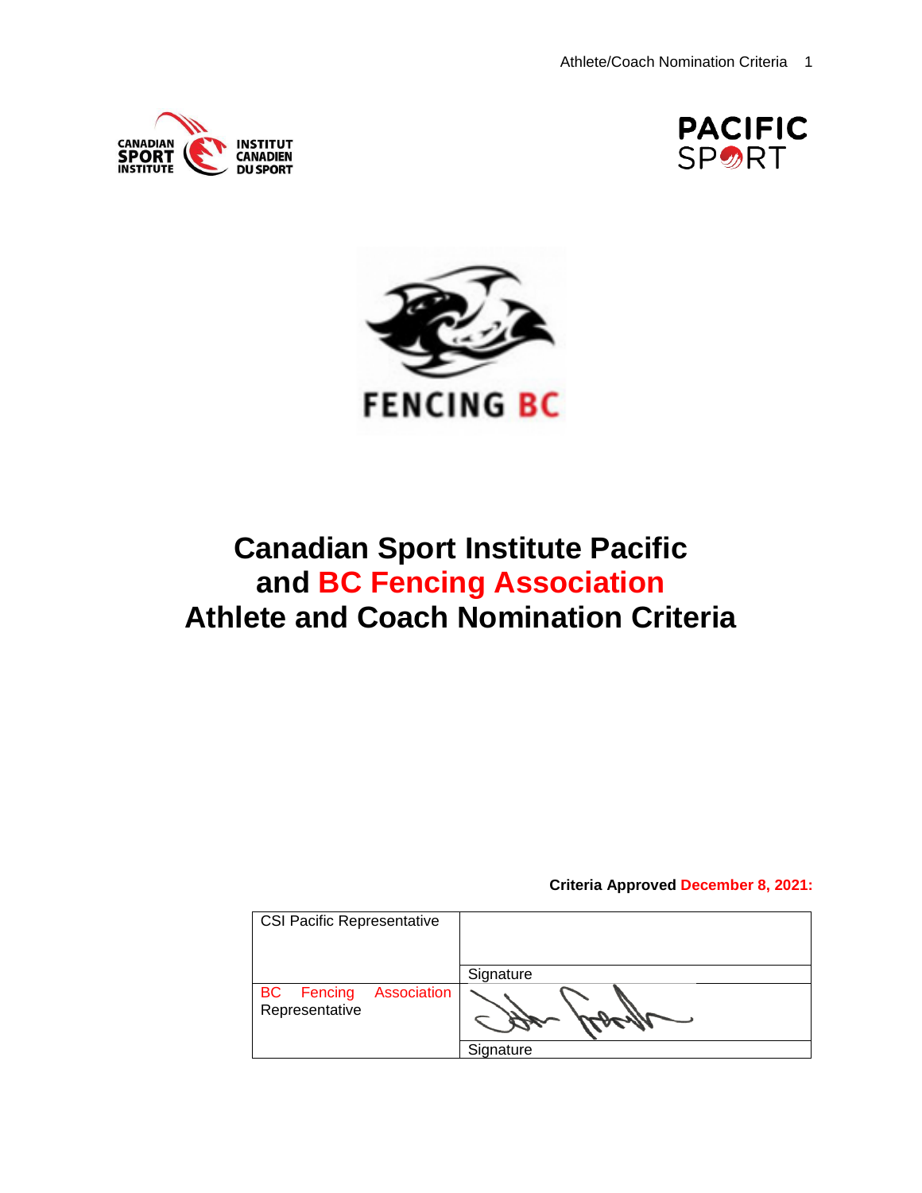# Canadian Sport Institute Pacific and BC Fencing Association Athlete and Coach Nomination Criteria

**Criteria Approved December 8, 2021:**

| CSI Pacific Representative | Signature |
|---|---|
| BC Fencing Association Representative | Signature |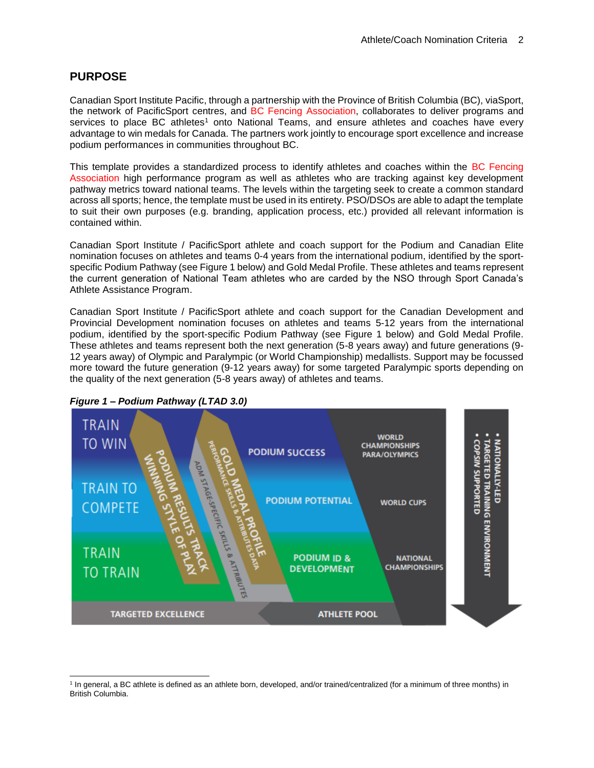## PURPOSE

Canadian Sport Institute Pacific, through a partnership with the Province of British Columbia (BC), viaSport, the network of PacificSport centres, and BC Fencing Association, collaborates to deliver programs and services to place BC athletes[1] onto National Teams, and ensure athletes and coaches have every advantage to win medals for Canada. The partners work jointly to encourage sport excellence and increase podium performances in communities throughout BC.

This template provides a standardized process to identify athletes and coaches within the BC Fencing Association high performance program as well as athletes who are tracking against key development pathway metrics toward national teams. The levels within the targeting seek to create a common standard across all sports; hence, the template must be used in its entirety. PSO/DSOs are able to adapt the template to suit their own purposes (e.g. branding, application process, etc.) provided all relevant information is contained within.

Canadian Sport Institute / PacificSport athlete and coach support for the Podium and Canadian Elite nomination focuses on athletes and teams 0-4 years from the international podium, identified by the sport-specific Podium Pathway (see Figure 1 below) and Gold Medal Profile. These athletes and teams represent the current generation of National Team athletes who are carded by the NSO through Sport Canada's Athlete Assistance Program.

Canadian Sport Institute / PacificSport athlete and coach support for the Canadian Development and Provincial Development nomination focuses on athletes and teams 5-12 years from the international podium, identified by the sport-specific Podium Pathway (see Figure 1 below) and Gold Medal Profile. These athletes and teams represent both the next generation (5-8 years away) and future generations (9-12 years away) of Olympic and Paralympic (or World Championship) medallists. Support may be focussed more toward the future generation (9-12 years away) for some targeted Paralympic sports depending on the quality of the next generation (5-8 years away) of athletes and teams.

***Figure 1 – Podium Pathway (LTAD 3.0)***

TRAIN TO WIN — PODIUM SUCCESS — WORLD CHAMPIONSHIPS PARA/OLYMPICS

TRAIN TO COMPETE — PODIUM POTENTIAL — WORLD CUPS

TRAIN TO TRAIN — PODIUM ID & DEVELOPMENT — NATIONAL CHAMPIONSHIPS

PODIUM RESULTS TRACK / WINNING STYLE OF PLAY

GOLD MEDAL PROFILE / PERFORMANCE SKILLS & ATTRIBUTES DATA

ADM STAGE-SPECIFIC SKILLS & ATTRIBUTES

TARGETED EXCELLENCE — ATHLETE POOL

- NATIONALLY-LED
- TARGETED TRAINING ENVIRONMENT
- COPSIN SUPPORTED

[1] In general, a BC athlete is defined as an athlete born, developed, and/or trained/centralized (for a minimum of three months) in British Columbia.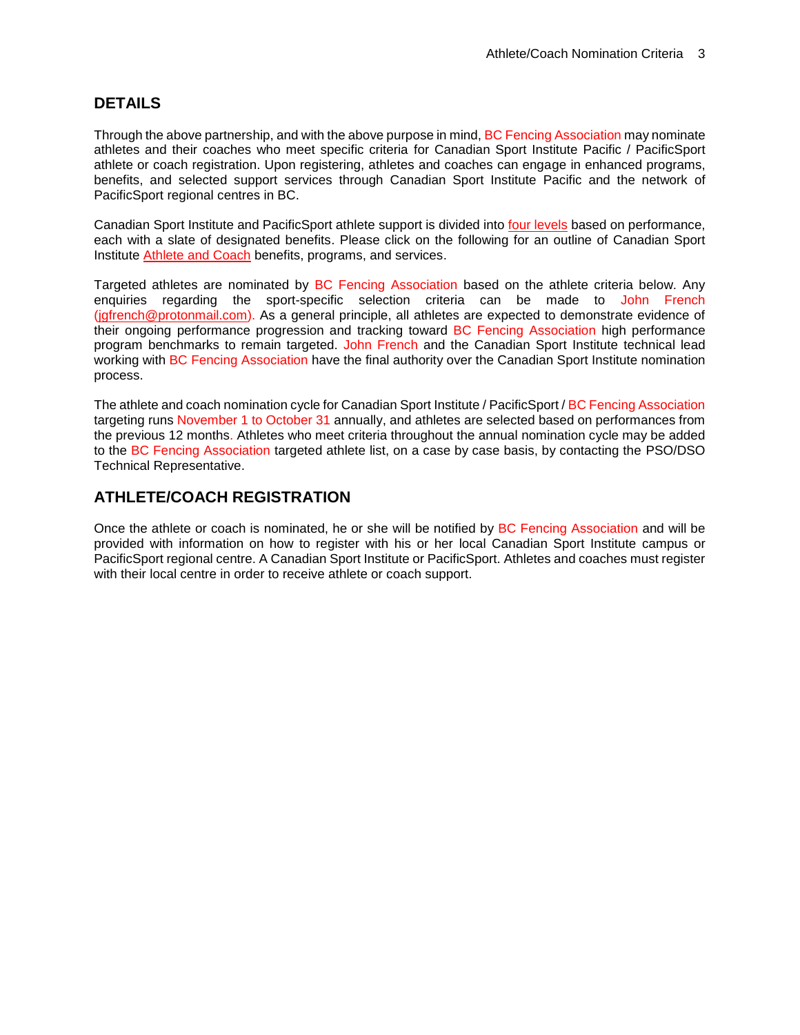## DETAILS

Through the above partnership, and with the above purpose in mind, BC Fencing Association may nominate athletes and their coaches who meet specific criteria for Canadian Sport Institute Pacific / PacificSport athlete or coach registration. Upon registering, athletes and coaches can engage in enhanced programs, benefits, and selected support services through Canadian Sport Institute Pacific and the network of PacificSport regional centres in BC.

Canadian Sport Institute and PacificSport athlete support is divided into four levels based on performance, each with a slate of designated benefits. Please click on the following for an outline of Canadian Sport Institute Athlete and Coach benefits, programs, and services.

Targeted athletes are nominated by BC Fencing Association based on the athlete criteria below. Any enquiries regarding the sport-specific selection criteria can be made to John French (jgfrench@protonmail.com). As a general principle, all athletes are expected to demonstrate evidence of their ongoing performance progression and tracking toward BC Fencing Association high performance program benchmarks to remain targeted. John French and the Canadian Sport Institute technical lead working with BC Fencing Association have the final authority over the Canadian Sport Institute nomination process.

The athlete and coach nomination cycle for Canadian Sport Institute / PacificSport / BC Fencing Association targeting runs November 1 to October 31 annually, and athletes are selected based on performances from the previous 12 months. Athletes who meet criteria throughout the annual nomination cycle may be added to the BC Fencing Association targeted athlete list, on a case by case basis, by contacting the PSO/DSO Technical Representative.

## ATHLETE/COACH REGISTRATION

Once the athlete or coach is nominated, he or she will be notified by BC Fencing Association and will be provided with information on how to register with his or her local Canadian Sport Institute campus or PacificSport regional centre. A Canadian Sport Institute or PacificSport. Athletes and coaches must register with their local centre in order to receive athlete or coach support.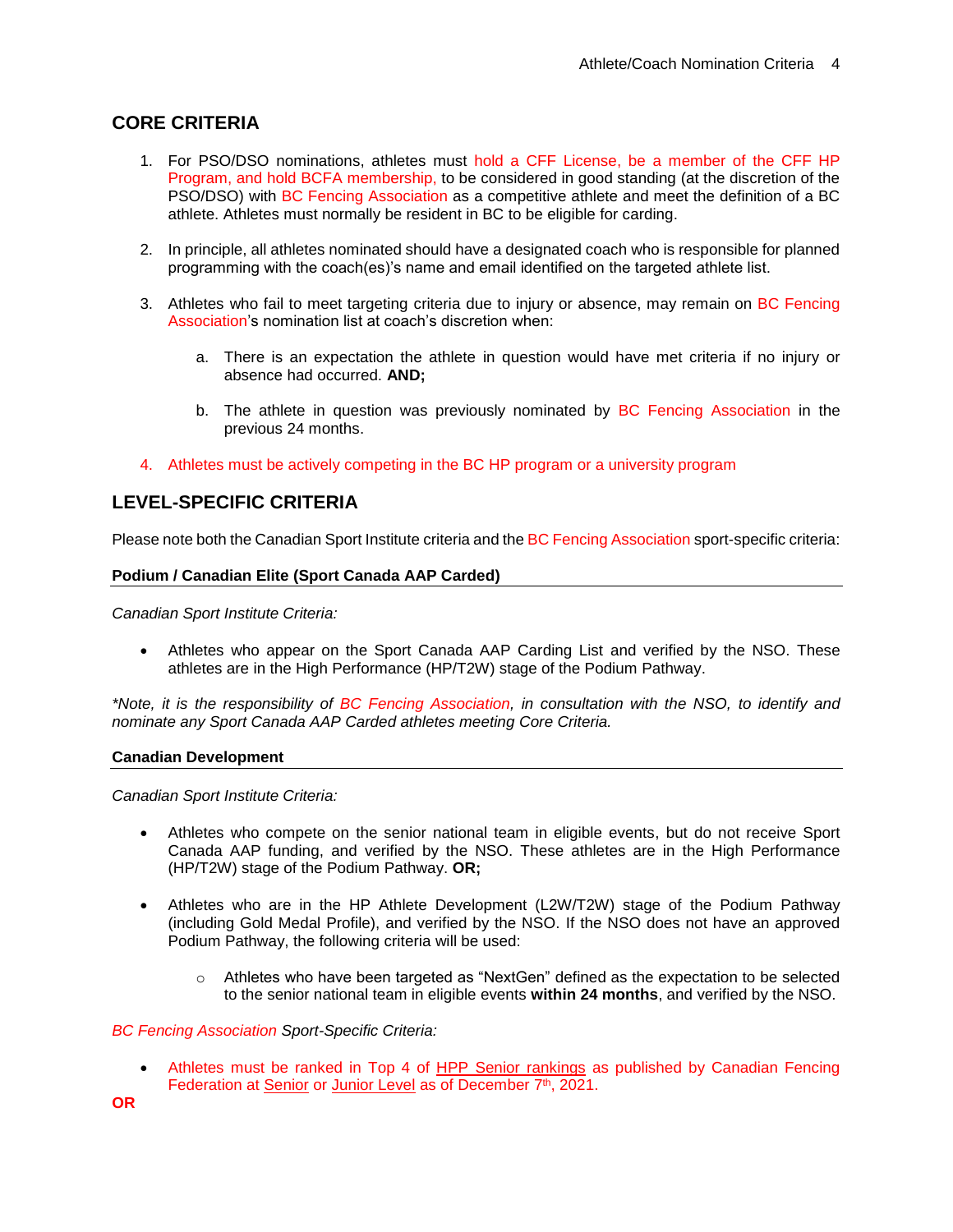## CORE CRITERIA

1. For PSO/DSO nominations, athletes must hold a CFF License, be a member of the CFF HP Program, and hold BCFA membership, to be considered in good standing (at the discretion of the PSO/DSO) with BC Fencing Association as a competitive athlete and meet the definition of a BC athlete. Athletes must normally be resident in BC to be eligible for carding.

2. In principle, all athletes nominated should have a designated coach who is responsible for planned programming with the coach(es)'s name and email identified on the targeted athlete list.

3. Athletes who fail to meet targeting criteria due to injury or absence, may remain on BC Fencing Association's nomination list at coach's discretion when:

   a. There is an expectation the athlete in question would have met criteria if no injury or absence had occurred. **AND;**

   b. The athlete in question was previously nominated by BC Fencing Association in the previous 24 months.

4. Athletes must be actively competing in the BC HP program or a university program

## LEVEL-SPECIFIC CRITERIA

Please note both the Canadian Sport Institute criteria and the BC Fencing Association sport-specific criteria:

### Podium / Canadian Elite (Sport Canada AAP Carded)

*Canadian Sport Institute Criteria:*

- Athletes who appear on the Sport Canada AAP Carding List and verified by the NSO. These athletes are in the High Performance (HP/T2W) stage of the Podium Pathway.

*\*Note, it is the responsibility of BC Fencing Association, in consultation with the NSO, to identify and nominate any Sport Canada AAP Carded athletes meeting Core Criteria.*

### Canadian Development

*Canadian Sport Institute Criteria:*

- Athletes who compete on the senior national team in eligible events, but do not receive Sport Canada AAP funding, and verified by the NSO. These athletes are in the High Performance (HP/T2W) stage of the Podium Pathway. **OR;**

- Athletes who are in the HP Athlete Development (L2W/T2W) stage of the Podium Pathway (including Gold Medal Profile), and verified by the NSO. If the NSO does not have an approved Podium Pathway, the following criteria will be used:
  - Athletes who have been targeted as "NextGen" defined as the expectation to be selected to the senior national team in eligible events **within 24 months**, and verified by the NSO.

*BC Fencing Association Sport-Specific Criteria:*

- Athletes must be ranked in Top 4 of HPP Senior rankings as published by Canadian Fencing Federation at Senior or Junior Level as of December 7th, 2021.

**OR**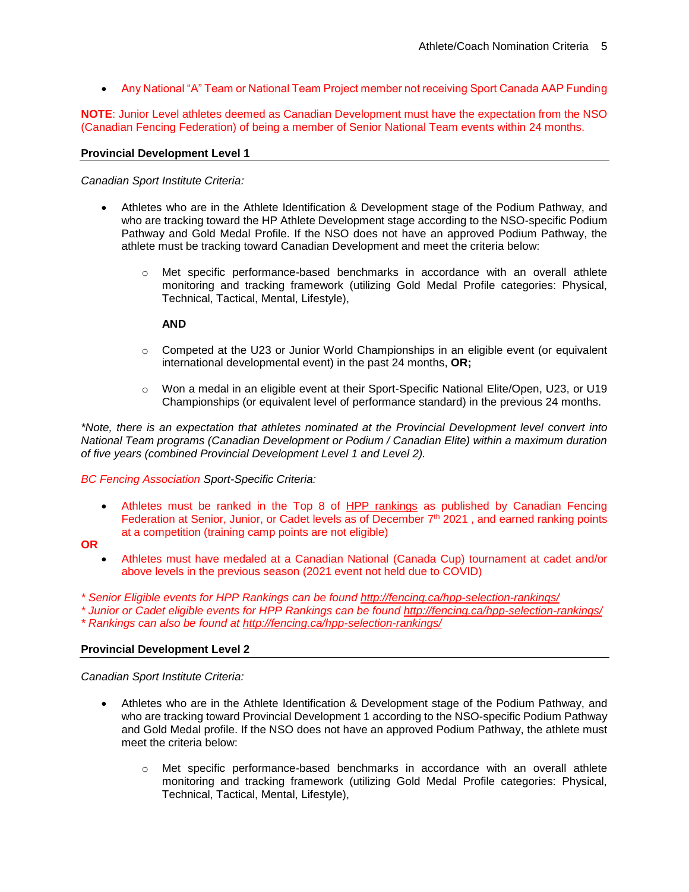- Any National "A" Team or National Team Project member not receiving Sport Canada AAP Funding

**NOTE**: Junior Level athletes deemed as Canadian Development must have the expectation from the NSO (Canadian Fencing Federation) of being a member of Senior National Team events within 24 months.

### Provincial Development Level 1

*Canadian Sport Institute Criteria:*

- Athletes who are in the Athlete Identification & Development stage of the Podium Pathway, and who are tracking toward the HP Athlete Development stage according to the NSO-specific Podium Pathway and Gold Medal Profile. If the NSO does not have an approved Podium Pathway, the athlete must be tracking toward Canadian Development and meet the criteria below:
    - Met specific performance-based benchmarks in accordance with an overall athlete monitoring and tracking framework (utilizing Gold Medal Profile categories: Physical, Technical, Tactical, Mental, Lifestyle),

      **AND**

    - Competed at the U23 or Junior World Championships in an eligible event (or equivalent international developmental event) in the past 24 months, **OR;**
    - Won a medal in an eligible event at their Sport-Specific National Elite/Open, U23, or U19 Championships (or equivalent level of performance standard) in the previous 24 months.

*\*Note, there is an expectation that athletes nominated at the Provincial Development level convert into National Team programs (Canadian Development or Podium / Canadian Elite) within a maximum duration of five years (combined Provincial Development Level 1 and Level 2).*

*BC Fencing Association Sport-Specific Criteria:*

- Athletes must be ranked in the Top 8 of HPP rankings as published by Canadian Fencing Federation at Senior, Junior, or Cadet levels as of December 7th 2021 , and earned ranking points at a competition (training camp points are not eligible)

**OR**

- Athletes must have medaled at a Canadian National (Canada Cup) tournament at cadet and/or above levels in the previous season (2021 event not held due to COVID)

*\* Senior Eligible events for HPP Rankings can be found http://fencing.ca/hpp-selection-rankings/*
*\* Junior or Cadet eligible events for HPP Rankings can be found http://fencing.ca/hpp-selection-rankings/*
*\* Rankings can also be found at http://fencing.ca/hpp-selection-rankings/*

### Provincial Development Level 2

*Canadian Sport Institute Criteria:*

- Athletes who are in the Athlete Identification & Development stage of the Podium Pathway, and who are tracking toward Provincial Development 1 according to the NSO-specific Podium Pathway and Gold Medal profile. If the NSO does not have an approved Podium Pathway, the athlete must meet the criteria below:
    - Met specific performance-based benchmarks in accordance with an overall athlete monitoring and tracking framework (utilizing Gold Medal Profile categories: Physical, Technical, Tactical, Mental, Lifestyle),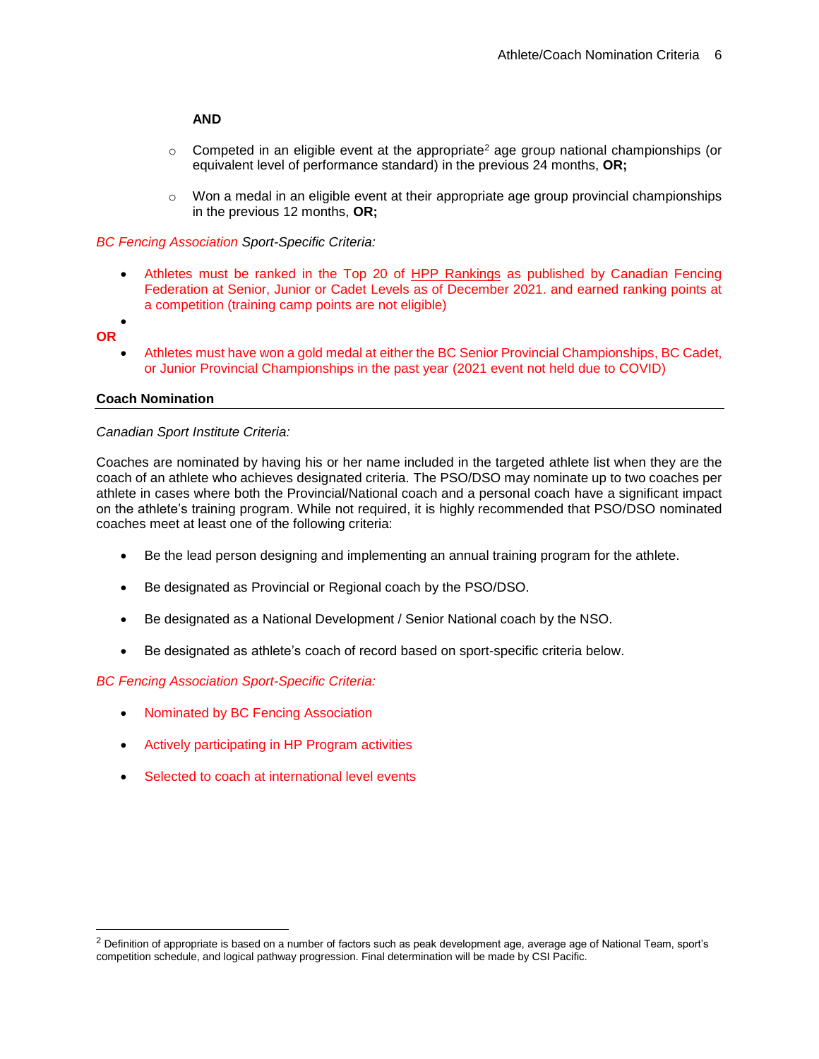**AND**

- Competed in an eligible event at the appropriate[2] age group national championships (or equivalent level of performance standard) in the previous 24 months, **OR;**
- Won a medal in an eligible event at their appropriate age group provincial championships in the previous 12 months, **OR;**

*BC Fencing Association Sport-Specific Criteria:*

- Athletes must be ranked in the Top 20 of HPP Rankings as published by Canadian Fencing Federation at Senior, Junior or Cadet Levels as of December 2021. and earned ranking points at a competition (training camp points are not eligible)

**OR**

- Athletes must have won a gold medal at either the BC Senior Provincial Championships, BC Cadet, or Junior Provincial Championships in the past year (2021 event not held due to COVID)

**Coach Nomination**

*Canadian Sport Institute Criteria:*

Coaches are nominated by having his or her name included in the targeted athlete list when they are the coach of an athlete who achieves designated criteria. The PSO/DSO may nominate up to two coaches per athlete in cases where both the Provincial/National coach and a personal coach have a significant impact on the athlete's training program. While not required, it is highly recommended that PSO/DSO nominated coaches meet at least one of the following criteria:

- Be the lead person designing and implementing an annual training program for the athlete.
- Be designated as Provincial or Regional coach by the PSO/DSO.
- Be designated as a National Development / Senior National coach by the NSO.
- Be designated as athlete's coach of record based on sport-specific criteria below.

*BC Fencing Association Sport-Specific Criteria:*

- Nominated by BC Fencing Association
- Actively participating in HP Program activities
- Selected to coach at international level events

[2] Definition of appropriate is based on a number of factors such as peak development age, average age of National Team, sport's competition schedule, and logical pathway progression. Final determination will be made by CSI Pacific.